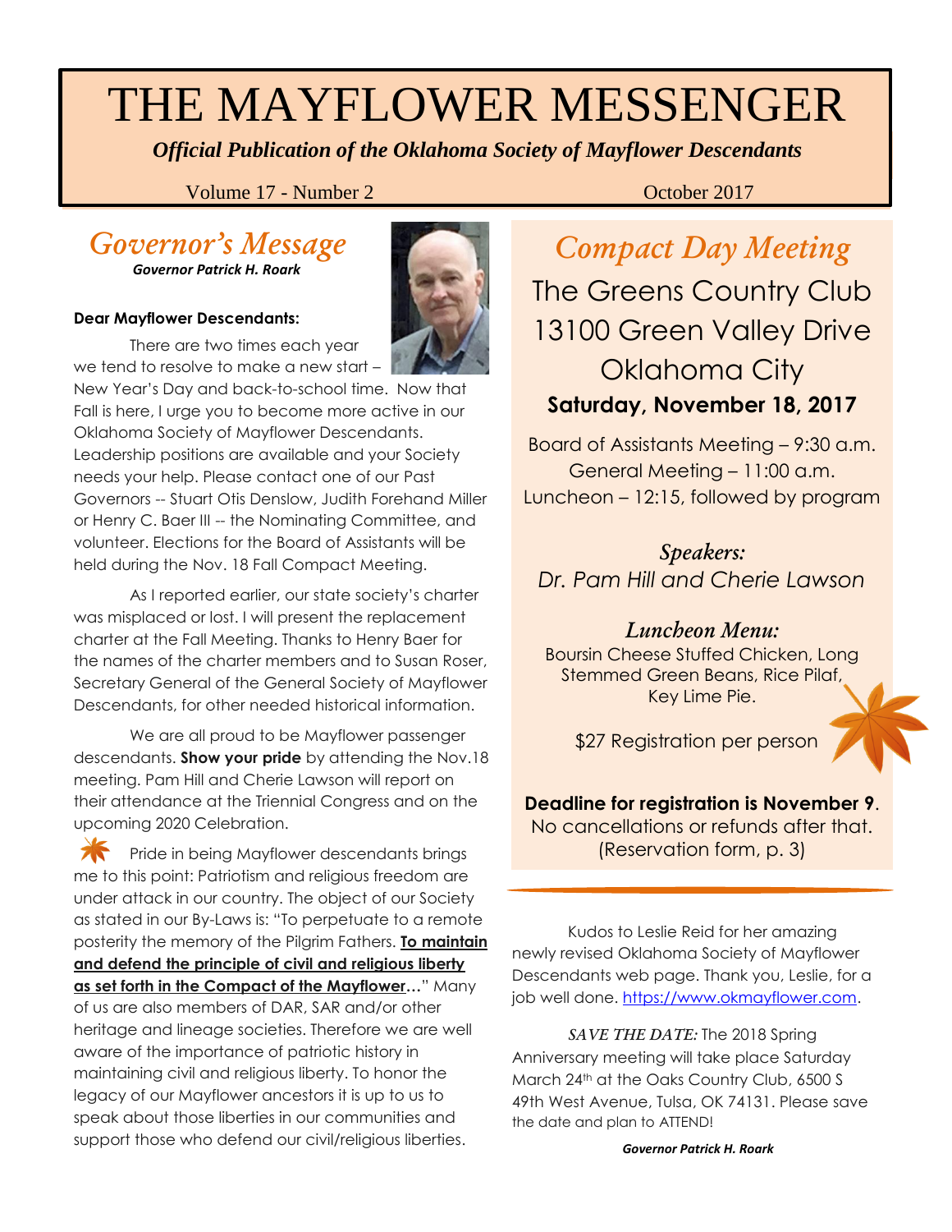# THE MAYFLOWER MESSENGER

***Official Publication of the Oklahoma Society of Mayflower Descendants***

Volume 17 - Number 2 October 2017

## *Governor's Message*

***Governor Patrick H. Roark***

**Dear Mayflower Descendants:**

There are two times each year we tend to resolve to make a new start – New Year's Day and back-to-school time. Now that Fall is here, I urge you to become more active in our Oklahoma Society of Mayflower Descendants. Leadership positions are available and your Society needs your help. Please contact one of our Past Governors -- Stuart Otis Denslow, Judith Forehand Miller or Henry C. Baer III -- the Nominating Committee, and volunteer. Elections for the Board of Assistants will be held during the Nov. 18 Fall Compact Meeting.

As I reported earlier, our state society's charter was misplaced or lost. I will present the replacement charter at the Fall Meeting. Thanks to Henry Baer for the names of the charter members and to Susan Roser, Secretary General of the General Society of Mayflower Descendants, for other needed historical information.

We are all proud to be Mayflower passenger descendants. **Show your pride** by attending the Nov.18 meeting. Pam Hill and Cherie Lawson will report on their attendance at the Triennial Congress and on the upcoming 2020 Celebration.

Pride in being Mayflower descendants brings me to this point: Patriotism and religious freedom are under attack in our country. The object of our Society as stated in our By-Laws is: "To perpetuate to a remote posterity the memory of the Pilgrim Fathers. **To maintain and defend the principle of civil and religious liberty as set forth in the Compact of the Mayflower…**" Many of us are also members of DAR, SAR and/or other heritage and lineage societies. Therefore we are well aware of the importance of patriotic history in maintaining civil and religious liberty. To honor the legacy of our Mayflower ancestors it is up to us to speak about those liberties in our communities and support those who defend our civil/religious liberties.

## *Compact Day Meeting*

The Greens Country Club
13100 Green Valley Drive
Oklahoma City

**Saturday, November 18, 2017**

Board of Assistants Meeting – 9:30 a.m.
General Meeting – 11:00 a.m.
Luncheon – 12:15, followed by program

***Speakers:***
*Dr. Pam Hill and Cherie Lawson*

***Luncheon Menu:***
Boursin Cheese Stuffed Chicken, Long Stemmed Green Beans, Rice Pilaf, Key Lime Pie.

$27 Registration per person

**Deadline for registration is November 9**. No cancellations or refunds after that. (Reservation form, p. 3)

Kudos to Leslie Reid for her amazing newly revised Oklahoma Society of Mayflower Descendants web page. Thank you, Leslie, for a job well done. https://www.okmayflower.com.

*SAVE THE DATE:* The 2018 Spring Anniversary meeting will take place Saturday March 24th at the Oaks Country Club, 6500 S 49th West Avenue, Tulsa, OK 74131. Please save the date and plan to ATTEND!

***Governor Patrick H. Roark***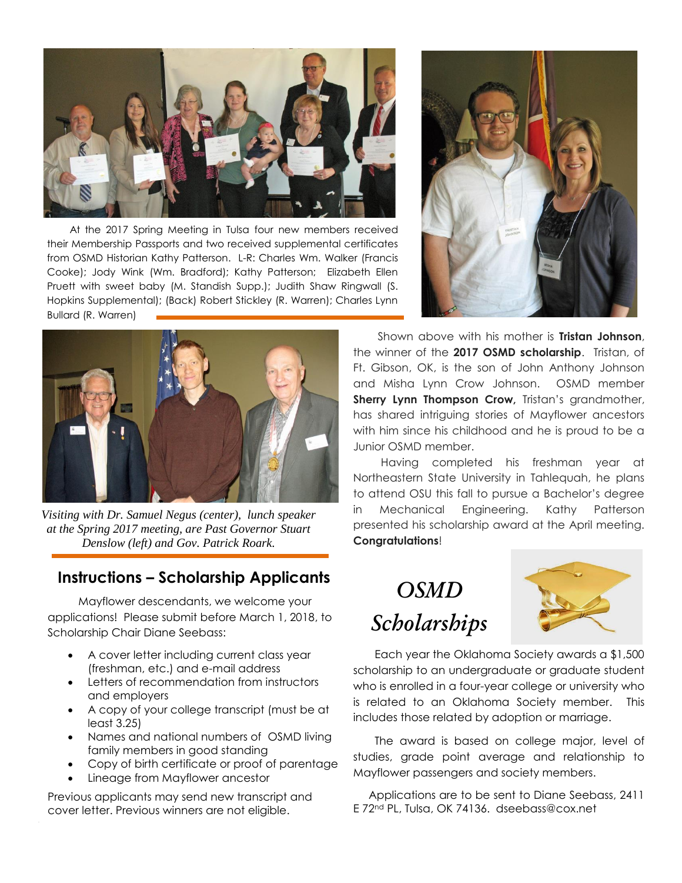At the 2017 Spring Meeting in Tulsa four new members received their Membership Passports and two received supplemental certificates from OSMD Historian Kathy Patterson. L-R: Charles Wm. Walker (Francis Cooke); Jody Wink (Wm. Bradford); Kathy Patterson; Elizabeth Ellen Pruett with sweet baby (M. Standish Supp.); Judith Shaw Ringwall (S. Hopkins Supplemental); (Back) Robert Stickley (R. Warren); Charles Lynn Bullard (R. Warren)

*Visiting with Dr. Samuel Negus (center), lunch speaker at the Spring 2017 meeting, are Past Governor Stuart Denslow (left) and Gov. Patrick Roark.*

Shown above with his mother is **Tristan Johnson**, the winner of the **2017 OSMD scholarship**. Tristan, of Ft. Gibson, OK, is the son of John Anthony Johnson and Misha Lynn Crow Johnson. OSMD member **Sherry Lynn Thompson Crow,** Tristan's grandmother, has shared intriguing stories of Mayflower ancestors with him since his childhood and he is proud to be a Junior OSMD member.

Having completed his freshman year at Northeastern State University in Tahlequah, he plans to attend OSU this fall to pursue a Bachelor's degree in Mechanical Engineering. Kathy Patterson presented his scholarship award at the April meeting. **Congratulations**!

## Instructions – Scholarship Applicants

Mayflower descendants, we welcome your applications! Please submit before March 1, 2018, to Scholarship Chair Diane Seebass:

- A cover letter including current class year (freshman, etc.) and e-mail address
- Letters of recommendation from instructors and employers
- A copy of your college transcript (must be at least 3.25)
- Names and national numbers of OSMD living family members in good standing
- Copy of birth certificate or proof of parentage
- Lineage from Mayflower ancestor

Previous applicants may send new transcript and cover letter. Previous winners are not eligible.

## *OSMD Scholarships*

Each year the Oklahoma Society awards a $1,500 scholarship to an undergraduate or graduate student who is enrolled in a four-year college or university who is related to an Oklahoma Society member. This includes those related by adoption or marriage.

The award is based on college major, level of studies, grade point average and relationship to Mayflower passengers and society members.

Applications are to be sent to Diane Seebass, 2411 E 72nd PL, Tulsa, OK 74136. dseebass@cox.net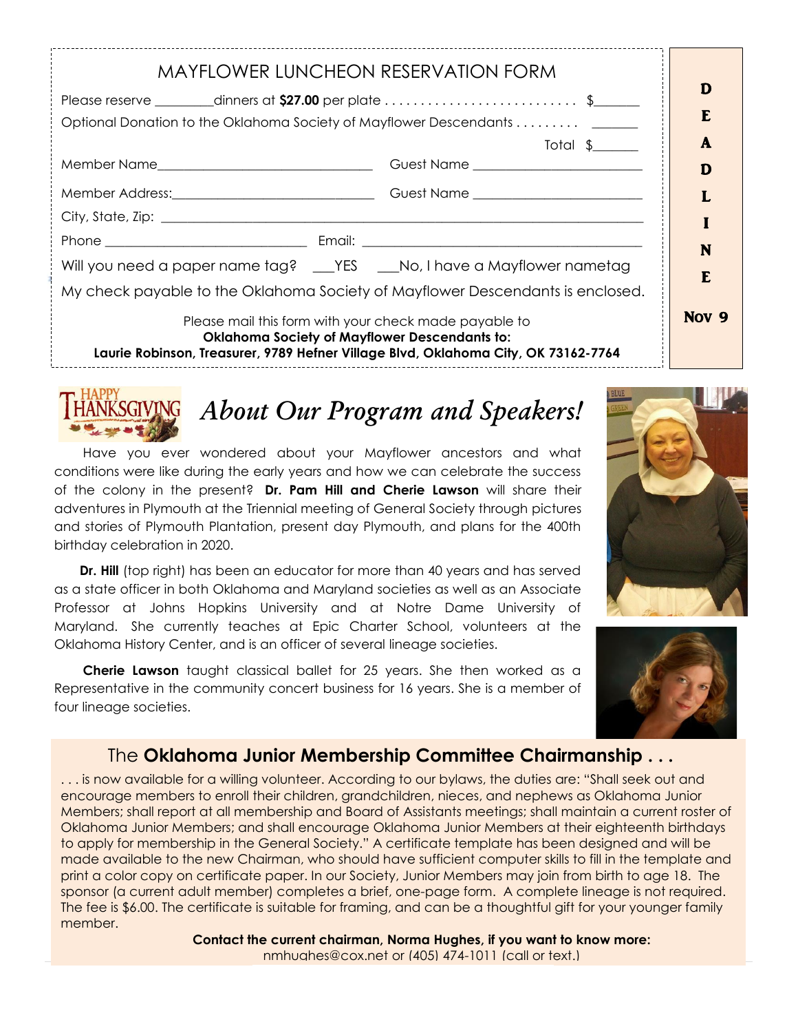## MAYFLOWER LUNCHEON RESERVATION FORM

Please reserve ________dinners at **$27.00** per plate . . . . . . . . . . . . . . . . . . . . . . . . . . $_______

Optional Donation to the Oklahoma Society of Mayflower Descendants . . . . . . . . . _______

Total $_______

Member Name_______________________________ Guest Name _______________________

Member Address:____________________________ Guest Name _______________________

City, State, Zip: ________________________________________________________________

Phone _____________________________ Email: _________________________________

Will you need a paper name tag? ___YES ___No, I have a Mayflower nametag

My check payable to the Oklahoma Society of Mayflower Descendants is enclosed.

Please mail this form with your check made payable to
**Oklahoma Society of Mayflower Descendants to:**
**Laurie Robinson, Treasurer, 9789 Hefner Village Blvd, Oklahoma City, OK 73162-7764**

**DEADLINE**
**Nov 9**

HAPPY THANKSGIVING

## *About Our Program and Speakers!*

Have you ever wondered about your Mayflower ancestors and what conditions were like during the early years and how we can celebrate the success of the colony in the present? **Dr. Pam Hill and Cherie Lawson** will share their adventures in Plymouth at the Triennial meeting of General Society through pictures and stories of Plymouth Plantation, present day Plymouth, and plans for the 400th birthday celebration in 2020.

**Dr. Hill** (top right) has been an educator for more than 40 years and has served as a state officer in both Oklahoma and Maryland societies as well as an Associate Professor at Johns Hopkins University and at Notre Dame University of Maryland. She currently teaches at Epic Charter School, volunteers at the Oklahoma History Center, and is an officer of several lineage societies.

**Cherie Lawson** taught classical ballet for 25 years. She then worked as a Representative in the community concert business for 16 years. She is a member of four lineage societies.

## The **Oklahoma Junior Membership Committee Chairmanship . . .**

. . . is now available for a willing volunteer. According to our bylaws, the duties are: "Shall seek out and encourage members to enroll their children, grandchildren, nieces, and nephews as Oklahoma Junior Members; shall report at all membership and Board of Assistants meetings; shall maintain a current roster of Oklahoma Junior Members; and shall encourage Oklahoma Junior Members at their eighteenth birthdays to apply for membership in the General Society." A certificate template has been designed and will be made available to the new Chairman, who should have sufficient computer skills to fill in the template and print a color copy on certificate paper. In our Society, Junior Members may join from birth to age 18. The sponsor (a current adult member) completes a brief, one-page form. A complete lineage is not required. The fee is $6.00. The certificate is suitable for framing, and can be a thoughtful gift for your younger family member.

**Contact the current chairman, Norma Hughes, if you want to know more:**
nmhughes@cox.net or (405) 474-1011 (call or text.)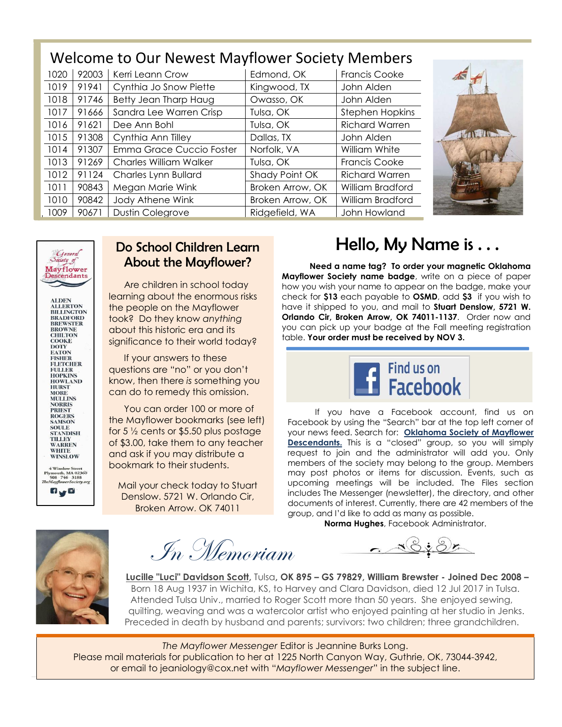## Welcome to Our Newest Mayflower Society Members

| | | | | |
|---|---|---|---|---|
| 1020 | 92003 | Kerri Leann Crow | Edmond, OK | Francis Cooke |
| 1019 | 91941 | Cynthia Jo Snow Piette | Kingwood, TX | John Alden |
| 1018 | 91746 | Betty Jean Tharp Haug | Owasso, OK | John Alden |
| 1017 | 91666 | Sandra Lee Warren Crisp | Tulsa, OK | Stephen Hopkins |
| 1016 | 91621 | Dee Ann Bohl | Tulsa, OK | Richard Warren |
| 1015 | 91308 | Cynthia Ann Tilley | Dallas, TX | John Alden |
| 1014 | 91307 | Emma Grace Cuccio Foster | Norfolk, VA | William White |
| 1013 | 91269 | Charles William Walker | Tulsa, OK | Francis Cooke |
| 1012 | 91124 | Charles Lynn Bullard | Shady Point OK | Richard Warren |
| 1011 | 90843 | Megan Marie Wink | Broken Arrow, OK | William Bradford |
| 1010 | 90842 | Jody Athene Wink | Broken Arrow, OK | William Bradford |
| 1009 | 90671 | Dustin Colegrove | Ridgefield, WA | John Howland |

General Society of Mayflower Descendants

ALDEN
ALLERTON
BILLINGTON
BRADFORD
BREWSTER
BROWNE
CHILTON
COOKE
DOTY
EATON
FISHER
FLETCHER
FULLER
HOPKINS
HOWLAND
HURST
MORE
MULLINS
NORRIS
PRIEST
ROGERS
SAMSON
SOULE
STANDISH
TILLEY
WARREN
WHITE
WINSLOW

4 Winslow Street
Plymouth, MA 02360
508 746 3188
TheMayflowerSociety.org

## Do School Children Learn About the Mayflower?

Are children in school today learning about the enormous risks the people on the Mayflower took? Do they know *anything* about this historic era and its significance to their world today?

If your answers to these questions are "no" or you don't know, then there *is* something you can do to remedy this omission.

You can order 100 or more of the Mayflower bookmarks (see left) for 5 ½ cents or $5.50 plus postage of $3.00, take them to any teacher and ask if you may distribute a bookmark to their students.

Mail your check today to Stuart Denslow. 5721 W. Orlando Cir, Broken Arrow. OK 74011

## Hello, My Name is . . .

**Need a name tag? To order your magnetic Oklahoma Mayflower Society name badge**, write on a piece of paper how you wish your name to appear on the badge, make your check for **$13** each payable to **OSMD**, add **$3** if you wish to have it shipped to you, and mail to **Stuart Denslow, 5721 W. Orlando Cir, Broken Arrow, OK 74011-1137**. Order now and you can pick up your badge at the Fall meeting registration table. **Your order must be received by NOV 3.**

Find us on Facebook

If you have a Facebook account, find us on Facebook by using the "Search" bar at the top left corner of your news feed. Search for: **Oklahoma Society of Mayflower Descendants.** This is a "closed" group, so you will simply request to join and the administrator will add you. Only members of the society may belong to the group. Members may post photos or items for discussion. Events, such as upcoming meetings will be included. The Files section includes The Messenger (newsletter), the directory, and other documents of interest. Currently, there are 42 members of the group, and I'd like to add as many as possible.

**Norma Hughes**, Facebook Administrator.

## *In Memoriam*

**Lucille "Luci" Davidson Scott**, Tulsa, **OK 895 – GS 79829, William Brewster - Joined Dec 2008 –** Born 18 Aug 1937 in Wichita, KS, to Harvey and Clara Davidson, died 12 Jul 2017 in Tulsa. Attended Tulsa Univ., married to Roger Scott more than 50 years. She enjoyed sewing, quilting, weaving and was a watercolor artist who enjoyed painting at her studio in Jenks. Preceded in death by husband and parents; survivors: two children; three grandchildren.

*The Mayflower Messenger* Editor is Jeannine Burks Long.
Please mail materials for publication to her at 1225 North Canyon Way, Guthrie, OK, 73044-3942, or email to jeaniology@cox.net with "*Mayflower Messenger*" in the subject line.